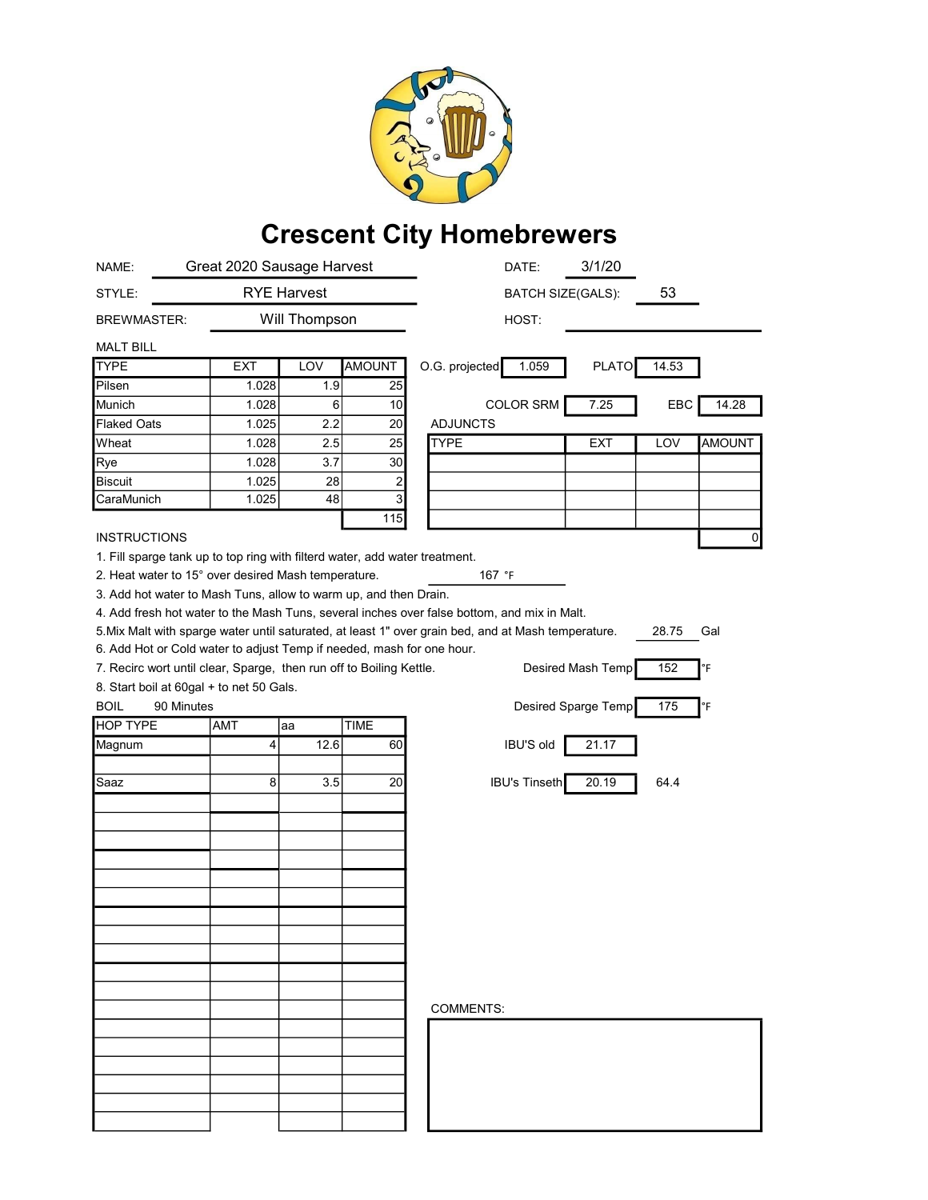# Crescent City Homebrewers

| | | | |
|---|---|---|---|
| NAME: | Great 2020 Sausage Harvest | DATE: | 3/1/20 |
| STYLE: | RYE Harvest | BATCH SIZE(GALS): | 53 |
| BREWMASTER: | Will Thompson | HOST: | |

MALT BILL

| TYPE | EXT | LOV | AMOUNT |
|---|---|---|---|
| Pilsen | 1.028 | 1.9 | 25 |
| Munich | 1.028 | 6 | 10 |
| Flaked Oats | 1.025 | 2.2 | 20 |
| Wheat | 1.028 | 2.5 | 25 |
| Rye | 1.028 | 3.7 | 30 |
| Biscuit | 1.025 | 28 | 2 |
| CaraMunich | 1.025 | 48 | 3 |
| | | | 115 |

O.G. projected: 1.059 | PLATO: 14.53

COLOR SRM: 7.25 | EBC: 14.28

ADJUNCTS

| TYPE | EXT | LOV | AMOUNT |
|---|---|---|---|
| | | | |
| | | | |
| | | | |
| | | | |
| | | | 0 |

INSTRUCTIONS

1. Fill sparge tank up to top ring with filterd water, add water treatment.
2. Heat water to 15° over desired Mash temperature. 167 °F
3. Add hot water to Mash Tuns, allow to warm up, and then Drain.
4. Add fresh hot water to the Mash Tuns, several inches over false bottom, and mix in Malt.
5. Mix Malt with sparge water until saturated, at least 1" over grain bed, and at Mash temperature. 28.75 Gal
6. Add Hot or Cold water to adjust Temp if needed, mash for one hour.
7. Recirc wort until clear, Sparge, then run off to Boiling Kettle.
8. Start boil at 60gal + to net 50 Gals.

Desired Mash Temp: 152 °F

Desired Sparge Temp: 175 °F

BOIL 90 Minutes

| HOP TYPE | AMT | aa | TIME |
|---|---|---|---|
| Magnum | 4 | 12.6 | 60 |
| | | | |
| Saaz | 8 | 3.5 | 20 |

IBU'S old: 21.17

IBU's Tinseth: 20.19 64.4

COMMENTS: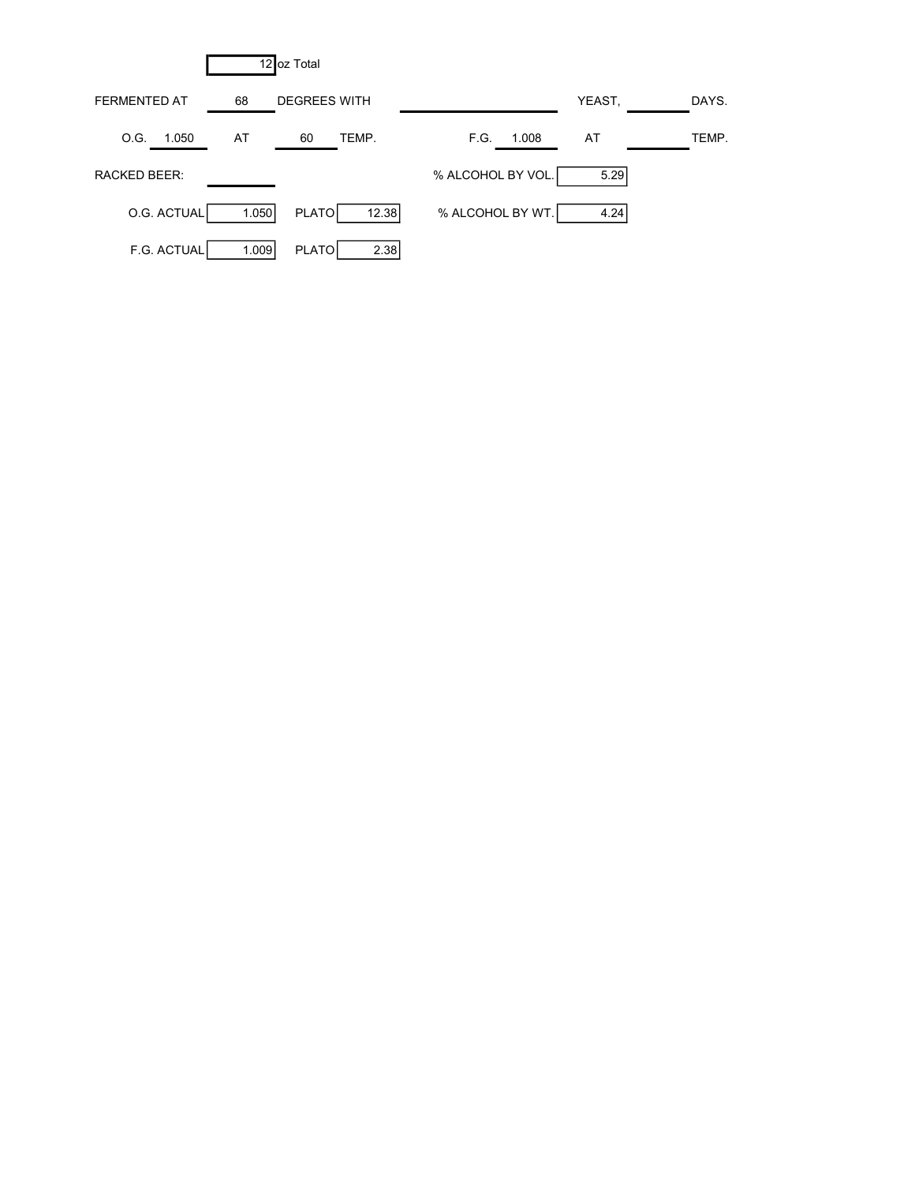| | | | | | | | | | |
|---|---|---|---|---|---|---|---|---|---|
| | 12 | oz Total | | | | | | | |
| FERMENTED AT | 68 | DEGREES WITH | | | | YEAST, | | DAYS. | |
| O.G. 1.050 | AT | 60 | TEMP. | | F.G. 1.008 | AT | | TEMP. | |
| RACKED BEER: | | | | | % ALCOHOL BY VOL. | 5.29 | | | |
| O.G. ACTUAL | 1.050 | PLATO | 12.38 | | % ALCOHOL BY WT. | 4.24 | | | |
| F.G. ACTUAL | 1.009 | PLATO | 2.38 | | | | | | |